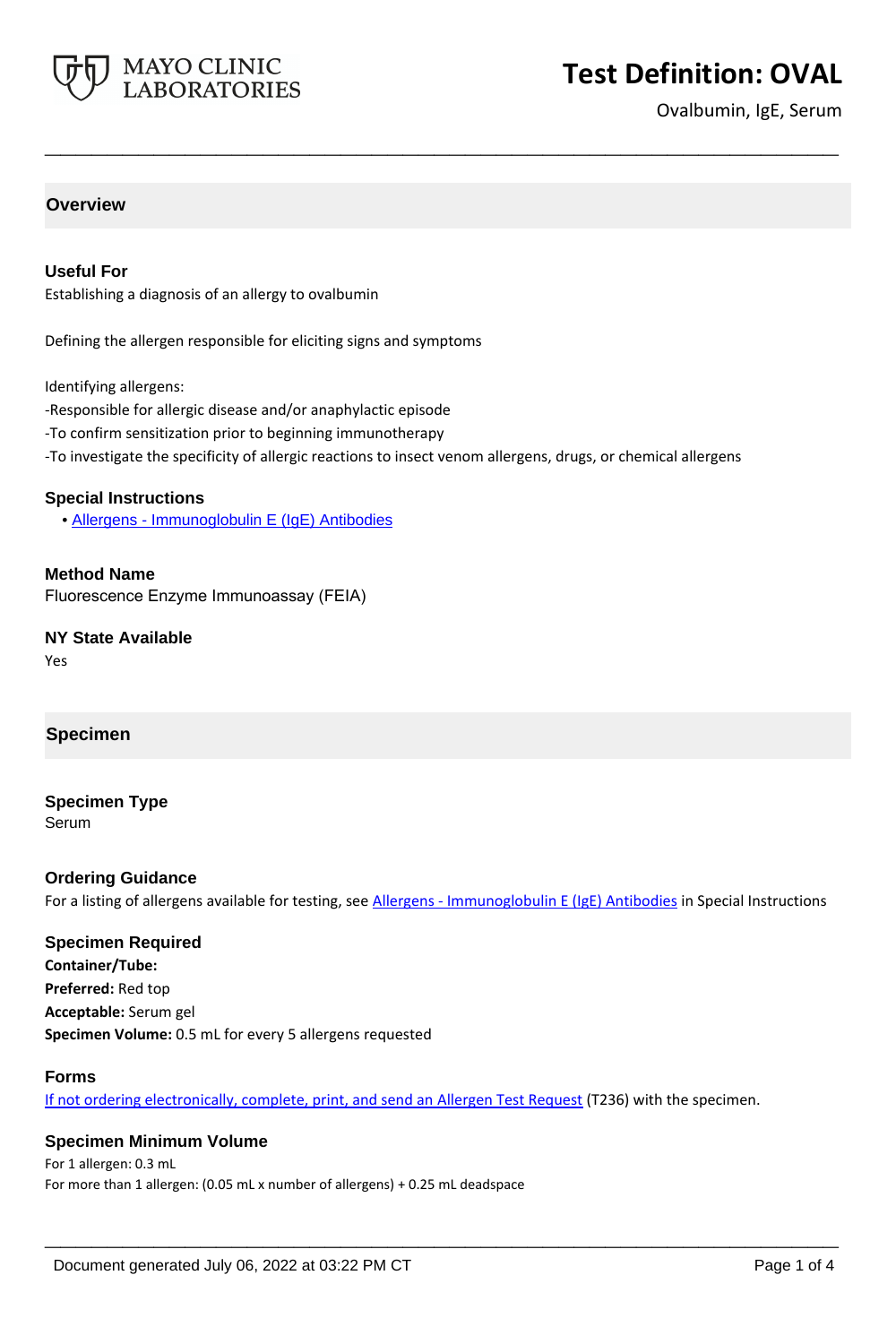# Test Definition: OVAL

Ovalbumin, IgE, Serum

## Overview

### Useful For

Establishing a diagnosis of an allergy to ovalbumin

Defining the allergen responsible for eliciting signs and symptoms

Identifying allergens:

-Responsible for allergic disease and/or anaphylactic episode

-To confirm sensitization prior to beginning immunotherapy

-To investigate the specificity of allergic reactions to insect venom allergens, drugs, or chemical allergens

### Special Instructions

- Allergens - Immunoglobulin E (IgE) Antibodies

### Method Name

Fluorescence Enzyme Immunoassay (FEIA)

### NY State Available

Yes

## Specimen

### Specimen Type

Serum

### Ordering Guidance

For a listing of allergens available for testing, see Allergens - Immunoglobulin E (IgE) Antibodies in Special Instructions

### Specimen Required

**Container/Tube:**

**Preferred:** Red top

**Acceptable:** Serum gel

**Specimen Volume:** 0.5 mL for every 5 allergens requested

### Forms

If not ordering electronically, complete, print, and send an Allergen Test Request (T236) with the specimen.

### Specimen Minimum Volume

For 1 allergen: 0.3 mL

For more than 1 allergen: (0.05 mL x number of allergens) + 0.25 mL deadspace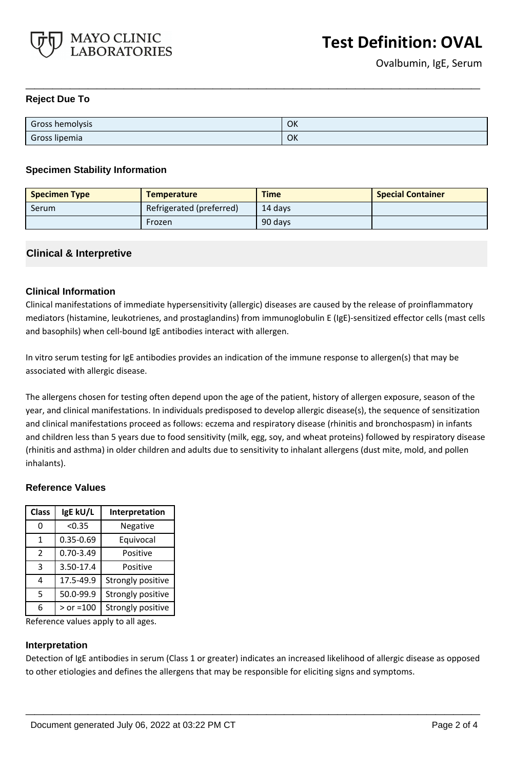### Reject Due To

| | |
|---|---|
| Gross hemolysis | OK |
| Gross lipemia | OK |

### Specimen Stability Information

| Specimen Type | Temperature | Time | Special Container |
|---|---|---|---|
| Serum | Refrigerated (preferred) | 14 days | |
| | Frozen | 90 days | |

## Clinical & Interpretive

### Clinical Information

Clinical manifestations of immediate hypersensitivity (allergic) diseases are caused by the release of proinflammatory mediators (histamine, leukotrienes, and prostaglandins) from immunoglobulin E (IgE)-sensitized effector cells (mast cells and basophils) when cell-bound IgE antibodies interact with allergen.

In vitro serum testing for IgE antibodies provides an indication of the immune response to allergen(s) that may be associated with allergic disease.

The allergens chosen for testing often depend upon the age of the patient, history of allergen exposure, season of the year, and clinical manifestations. In individuals predisposed to develop allergic disease(s), the sequence of sensitization and clinical manifestations proceed as follows: eczema and respiratory disease (rhinitis and bronchospasm) in infants and children less than 5 years due to food sensitivity (milk, egg, soy, and wheat proteins) followed by respiratory disease (rhinitis and asthma) in older children and adults due to sensitivity to inhalant allergens (dust mite, mold, and pollen inhalants).

### Reference Values

| Class | IgE kU/L | Interpretation |
|---|---|---|
| 0 | <0.35 | Negative |
| 1 | 0.35-0.69 | Equivocal |
| 2 | 0.70-3.49 | Positive |
| 3 | 3.50-17.4 | Positive |
| 4 | 17.5-49.9 | Strongly positive |
| 5 | 50.0-99.9 | Strongly positive |
| 6 | > or =100 | Strongly positive |

Reference values apply to all ages.

### Interpretation

Detection of IgE antibodies in serum (Class 1 or greater) indicates an increased likelihood of allergic disease as opposed to other etiologies and defines the allergens that may be responsible for eliciting signs and symptoms.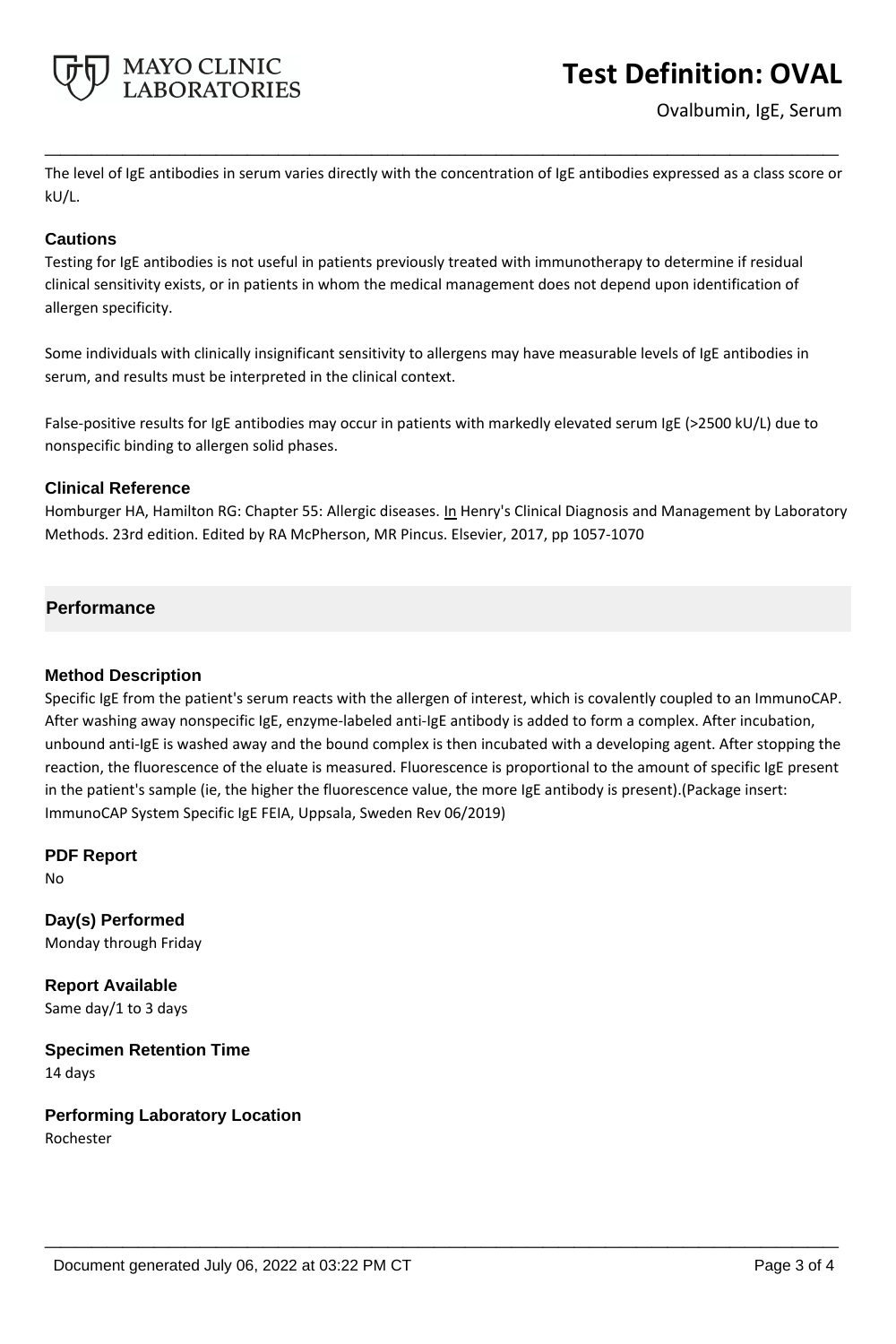The level of IgE antibodies in serum varies directly with the concentration of IgE antibodies expressed as a class score or kU/L.

### Cautions

Testing for IgE antibodies is not useful in patients previously treated with immunotherapy to determine if residual clinical sensitivity exists, or in patients in whom the medical management does not depend upon identification of allergen specificity.

Some individuals with clinically insignificant sensitivity to allergens may have measurable levels of IgE antibodies in serum, and results must be interpreted in the clinical context.

False-positive results for IgE antibodies may occur in patients with markedly elevated serum IgE (>2500 kU/L) due to nonspecific binding to allergen solid phases.

### Clinical Reference

Homburger HA, Hamilton RG: Chapter 55: Allergic diseases. In Henry's Clinical Diagnosis and Management by Laboratory Methods. 23rd edition. Edited by RA McPherson, MR Pincus. Elsevier, 2017, pp 1057-1070

## Performance

### Method Description

Specific IgE from the patient's serum reacts with the allergen of interest, which is covalently coupled to an ImmunoCAP. After washing away nonspecific IgE, enzyme-labeled anti-IgE antibody is added to form a complex. After incubation, unbound anti-IgE is washed away and the bound complex is then incubated with a developing agent. After stopping the reaction, the fluorescence of the eluate is measured. Fluorescence is proportional to the amount of specific IgE present in the patient's sample (ie, the higher the fluorescence value, the more IgE antibody is present).(Package insert: ImmunoCAP System Specific IgE FEIA, Uppsala, Sweden Rev 06/2019)

### PDF Report

No

### Day(s) Performed

Monday through Friday

### Report Available

Same day/1 to 3 days

### Specimen Retention Time

14 days

### Performing Laboratory Location

Rochester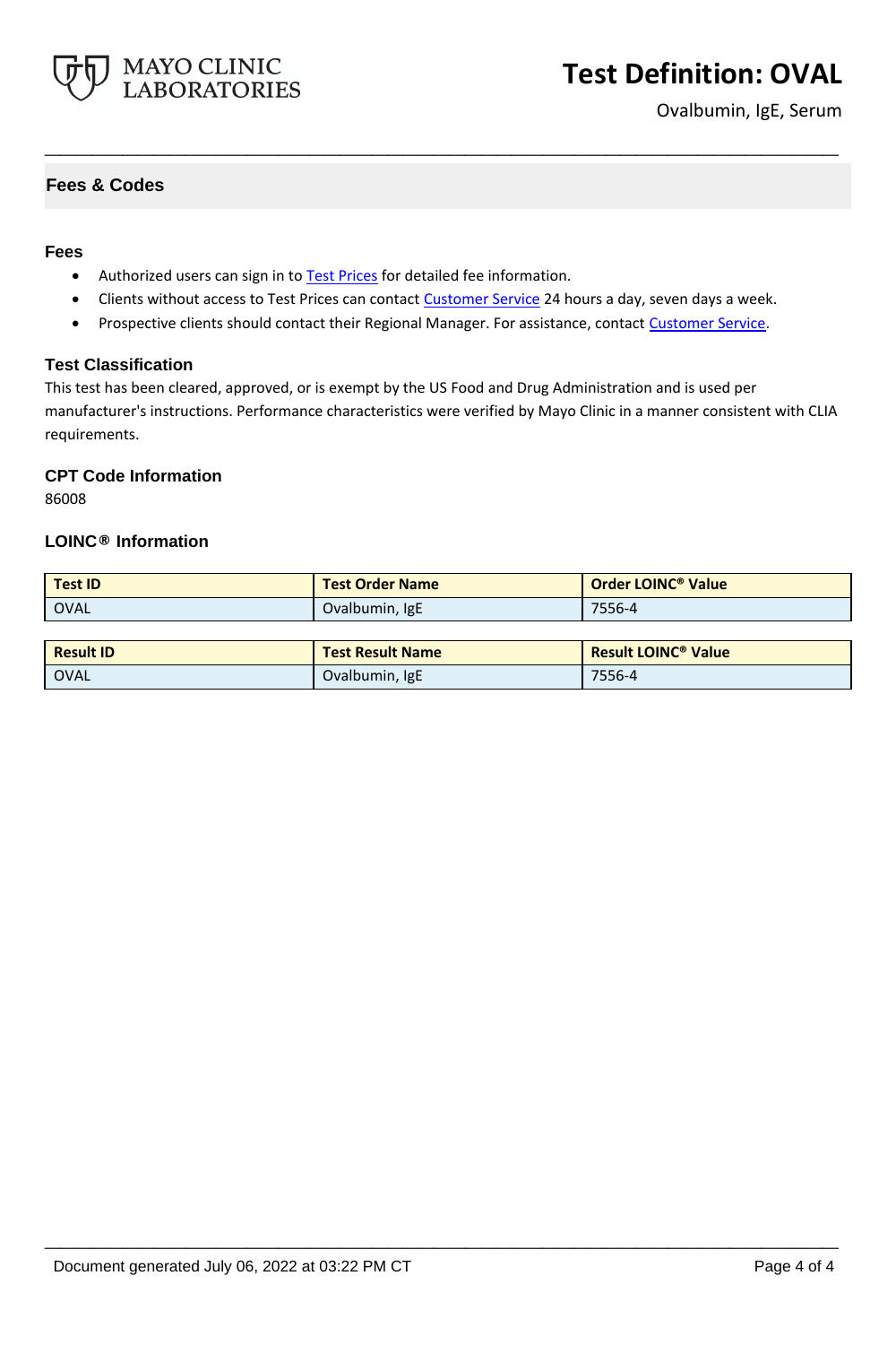## Fees & Codes

### Fees

- Authorized users can sign in to Test Prices for detailed fee information.
- Clients without access to Test Prices can contact Customer Service 24 hours a day, seven days a week.
- Prospective clients should contact their Regional Manager. For assistance, contact Customer Service.

### Test Classification

This test has been cleared, approved, or is exempt by the US Food and Drug Administration and is used per manufacturer's instructions. Performance characteristics were verified by Mayo Clinic in a manner consistent with CLIA requirements.

### CPT Code Information

86008

### LOINC® Information

| Test ID | Test Order Name | Order LOINC® Value |
|---|---|---|
| OVAL | Ovalbumin, IgE | 7556-4 |

| Result ID | Test Result Name | Result LOINC® Value |
|---|---|---|
| OVAL | Ovalbumin, IgE | 7556-4 |